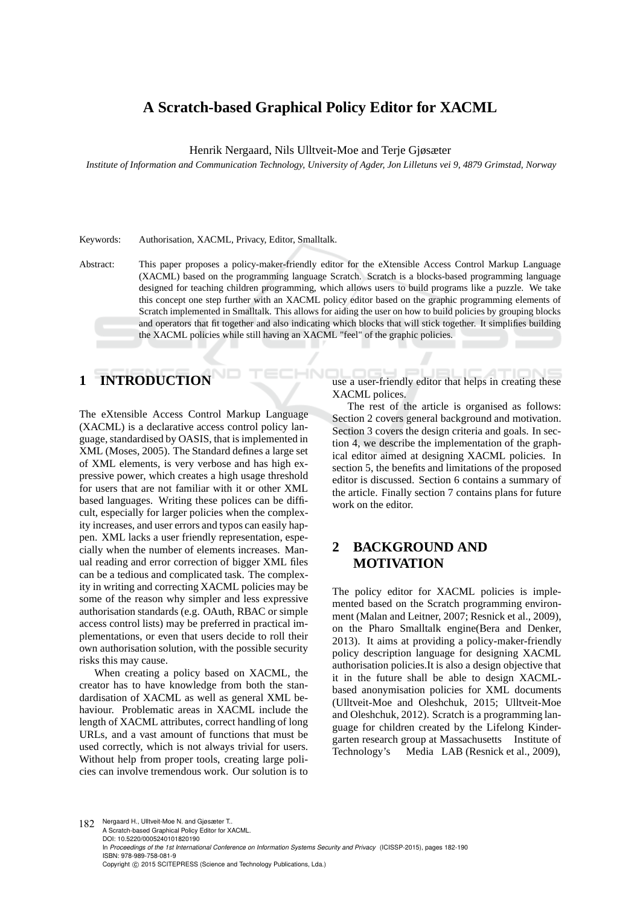# A Scratch-based Graphical Policy Editor for XACML

Henrik Nergaard, Nils Ulltveit-Moe and Terje Gjøsæter

*Institute of Information and Communication Technology, University of Agder, Jon Lilletuns vei 9, 4879 Grimstad, Norway*

Keywords: Authorisation, XACML, Privacy, Editor, Smalltalk.

Abstract: This paper proposes a policy-maker-friendly editor for the eXtensible Access Control Markup Language (XACML) based on the programming language Scratch. Scratch is a blocks-based programming language designed for teaching children programming, which allows users to build programs like a puzzle. We take this concept one step further with an XACML policy editor based on the graphic programming elements of Scratch implemented in Smalltalk. This allows for aiding the user on how to build policies by grouping blocks and operators that fit together and also indicating which blocks that will stick together. It simplifies building the XACML policies while still having an XACML "feel" of the graphic policies.

## 1 INTRODUCTION

The eXtensible Access Control Markup Language (XACML) is a declarative access control policy language, standardised by OASIS, that is implemented in XML (Moses, 2005). The Standard defines a large set of XML elements, is very verbose and has high expressive power, which creates a high usage threshold for users that are not familiar with it or other XML based languages. Writing these polices can be difficult, especially for larger policies when the complexity increases, and user errors and typos can easily happen. XML lacks a user friendly representation, especially when the number of elements increases. Manual reading and error correction of bigger XML files can be a tedious and complicated task. The complexity in writing and correcting XACML policies may be some of the reason why simpler and less expressive authorisation standards (e.g. OAuth, RBAC or simple access control lists) may be preferred in practical implementations, or even that users decide to roll their own authorisation solution, with the possible security risks this may cause.

When creating a policy based on XACML, the creator has to have knowledge from both the standardisation of XACML as well as general XML behaviour. Problematic areas in XACML include the length of XACML attributes, correct handling of long URLs, and a vast amount of functions that must be used correctly, which is not always trivial for users. Without help from proper tools, creating large policies can involve tremendous work. Our solution is to use a user-friendly editor that helps in creating these XACML polices.

The rest of the article is organised as follows: Section 2 covers general background and motivation. Section 3 covers the design criteria and goals. In section 4, we describe the implementation of the graphical editor aimed at designing XACML policies. In section 5, the benefits and limitations of the proposed editor is discussed. Section 6 contains a summary of the article. Finally section 7 contains plans for future work on the editor.

## 2 BACKGROUND AND MOTIVATION

The policy editor for XACML policies is implemented based on the Scratch programming environment (Malan and Leitner, 2007; Resnick et al., 2009), on the Pharo Smalltalk engine(Bera and Denker, 2013). It aims at providing a policy-maker-friendly policy description language for designing XACML authorisation policies.It is also a design objective that it in the future shall be able to design XACML-based anonymisation policies for XML documents (Ulltveit-Moe and Oleshchuk, 2015; Ulltveit-Moe and Oleshchuk, 2012). Scratch is a programming language for children created by the Lifelong Kindergarten research group at Massachusetts Institute of Technology's Media LAB (Resnick et al., 2009),

Nergaard H., Ulltveit-Moe N. and Gjøsæter T..
A Scratch-based Graphical Policy Editor for XACML.
DOI: 10.5220/0005240101820190
In *Proceedings of the 1st International Conference on Information Systems Security and Privacy* (ICISSP-2015), pages 182-190
ISBN: 978-989-758-081-9
Copyright © 2015 SCITEPRESS (Science and Technology Publications, Lda.)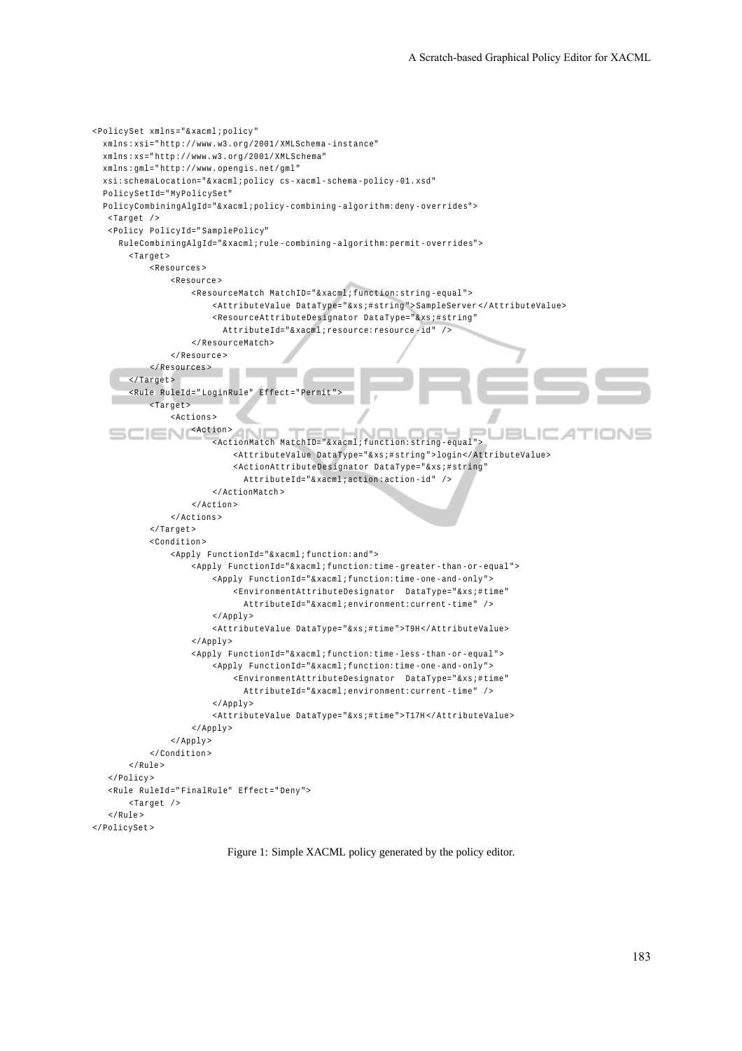```xml
<PolicySet xmlns="&xacml;policy"
  xmlns:xsi="http://www.w3.org/2001/XMLSchema-instance"
  xmlns:xs="http://www.w3.org/2001/XMLSchema"
  xmlns:gml="http://www.opengis.net/gml"
  xsi:schemaLocation="&xacml;policy cs-xacml-schema-policy-01.xsd"
  PolicySetId="MyPolicySet"
  PolicyCombiningAlgId="&xacml;policy-combining-algorithm:deny-overrides">
   <Target />
   <Policy PolicyId="SamplePolicy"
     RuleCombiningAlgId="&xacml;rule-combining-algorithm:permit-overrides">
       <Target>
           <Resources>
               <Resource>
                   <ResourceMatch MatchID="&xacml;function:string-equal">
                       <AttributeValue DataType="&xs;#string">SampleServer</AttributeValue>
                       <ResourceAttributeDesignator DataType="&xs;#string"
                         AttributeId="&xacml;resource:resource-id" />
                   </ResourceMatch>
               </Resource>
           </Resources>
       </Target>
       <Rule RuleId="LoginRule" Effect="Permit">
           <Target>
               <Actions>
                   <Action>
                       <ActionMatch MatchID="&xacml;function:string-equal">
                           <AttributeValue DataType="&xs;#string">login</AttributeValue>
                           <ActionAttributeDesignator DataType="&xs;#string"
                             AttributeId="&xacml;action:action-id" />
                       </ActionMatch>
                   </Action>
               </Actions>
           </Target>
           <Condition>
               <Apply FunctionId="&xacml;function:and">
                   <Apply FunctionId="&xacml;function:time-greater-than-or-equal">
                       <Apply FunctionId="&xacml;function:time-one-and-only">
                           <EnvironmentAttributeDesignator  DataType="&xs;#time"
                             AttributeId="&xacml;environment:current-time" />
                       </Apply>
                       <AttributeValue DataType="&xs;#time">T9H</AttributeValue>
                   </Apply>
                   <Apply FunctionId="&xacml;function:time-less-than-or-equal">
                       <Apply FunctionId="&xacml;function:time-one-and-only">
                           <EnvironmentAttributeDesignator  DataType="&xs;#time"
                             AttributeId="&xacml;environment:current-time" />
                       </Apply>
                       <AttributeValue DataType="&xs;#time">T17H</AttributeValue>
                   </Apply>
               </Apply>
           </Condition>
       </Rule>
   </Policy>
   <Rule RuleId="FinalRule" Effect="Deny">
       <Target />
   </Rule>
</PolicySet>
```

Figure 1: Simple XACML policy generated by the policy editor.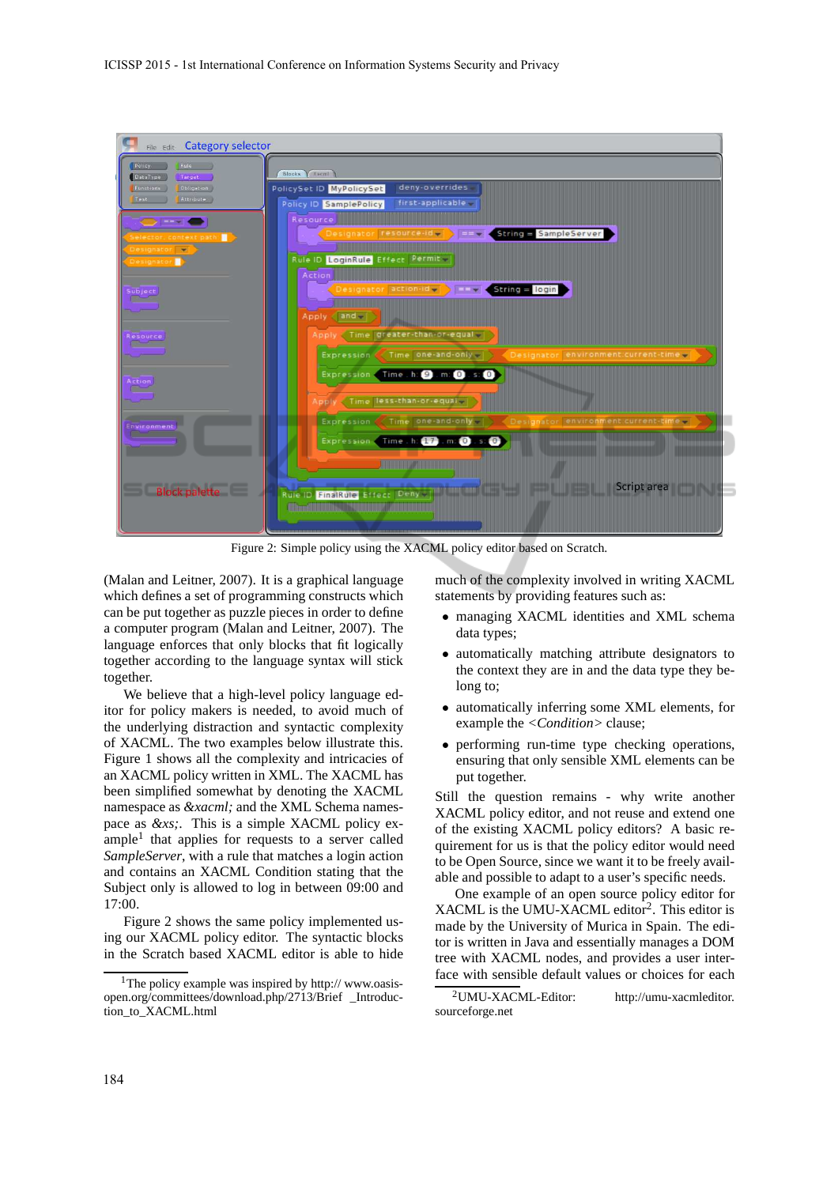Figure 2: Simple policy using the XACML policy editor based on Scratch.

(Malan and Leitner, 2007). It is a graphical language which defines a set of programming constructs which can be put together as puzzle pieces in order to define a computer program (Malan and Leitner, 2007). The language enforces that only blocks that fit logically together according to the language syntax will stick together.

We believe that a high-level policy language editor for policy makers is needed, to avoid much of the underlying distraction and syntactic complexity of XACML. The two examples below illustrate this. Figure 1 shows all the complexity and intricacies of an XACML policy written in XML. The XACML has been simplified somewhat by denoting the XACML namespace as *&xacml;* and the XML Schema namespace as *&xs;*. This is a simple XACML policy example[1] that applies for requests to a server called *SampleServer*, with a rule that matches a login action and contains an XACML Condition stating that the Subject only is allowed to log in between 09:00 and 17:00.

Figure 2 shows the same policy implemented using our XACML policy editor. The syntactic blocks in the Scratch based XACML editor is able to hide much of the complexity involved in writing XACML statements by providing features such as:

- managing XACML identities and XML schema data types;
- automatically matching attribute designators to the context they are in and the data type they belong to;
- automatically inferring some XML elements, for example the <*Condition*> clause;
- performing run-time type checking operations, ensuring that only sensible XML elements can be put together.

Still the question remains - why write another XACML policy editor, and not reuse and extend one of the existing XACML policy editors? A basic requirement for us is that the policy editor would need to be Open Source, since we want it to be freely available and possible to adapt to a user's specific needs.

One example of an open source policy editor for XACML is the UMU-XACML editor[2]. This editor is made by the University of Murica in Spain. The editor is written in Java and essentially manages a DOM tree with XACML nodes, and provides a user interface with sensible default values or choices for each

[1] The policy example was inspired by http:// www.oasis-open.org/committees/download.php/2713/Brief_Introduction_to_XACML.html

[2] UMU-XACML-Editor: http://umu-xacmleditor.sourceforge.net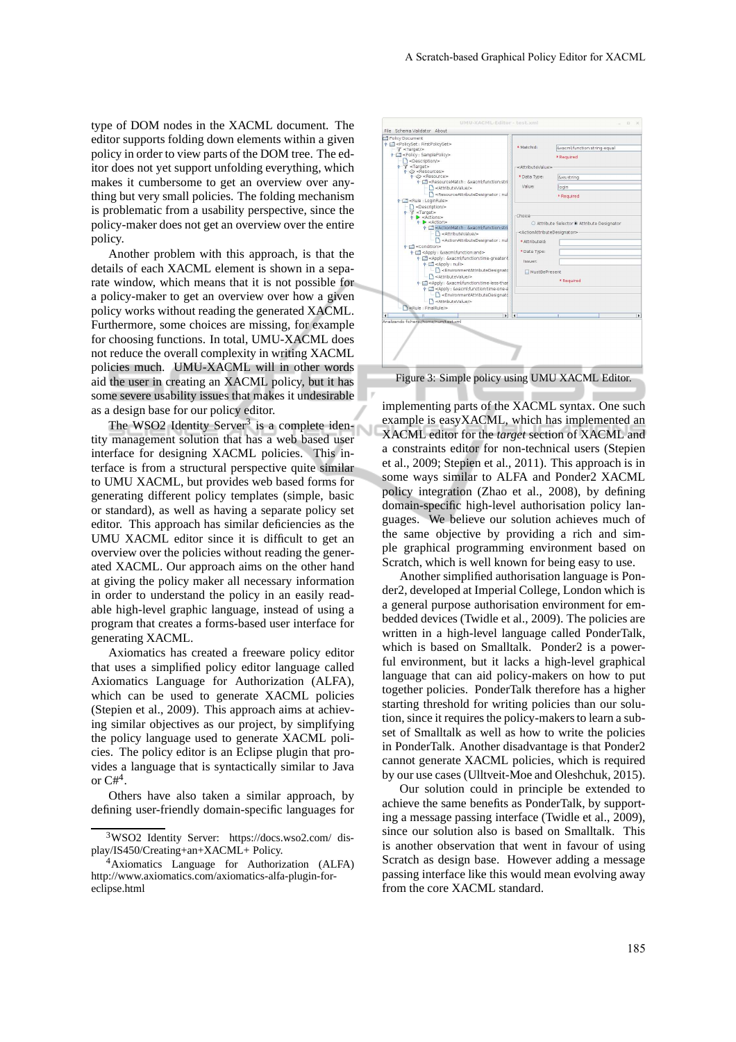type of DOM nodes in the XACML document. The editor supports folding down elements within a given policy in order to view parts of the DOM tree. The editor does not yet support unfolding everything, which makes it cumbersome to get an overview over anything but very small policies. The folding mechanism is problematic from a usability perspective, since the policy-maker does not get an overview over the entire policy.

Another problem with this approach, is that the details of each XACML element is shown in a separate window, which means that it is not possible for a policy-maker to get an overview over how a given policy works without reading the generated XACML. Furthermore, some choices are missing, for example for choosing functions. In total, UMU-XACML does not reduce the overall complexity in writing XACML policies much. UMU-XACML will in other words aid the user in creating an XACML policy, but it has some severe usability issues that makes it undesirable as a design base for our policy editor.

The WSO2 Identity Server[3] is a complete identity management solution that has a web based user interface for designing XACML policies. This interface is from a structural perspective quite similar to UMU XACML, but provides web based forms for generating different policy templates (simple, basic or standard), as well as having a separate policy set editor. This approach has similar deficiencies as the UMU XACML editor since it is difficult to get an overview over the policies without reading the generated XACML. Our approach aims on the other hand at giving the policy maker all necessary information in order to understand the policy in an easily readable high-level graphic language, instead of using a program that creates a forms-based user interface for generating XACML.

Axiomatics has created a freeware policy editor that uses a simplified policy editor language called Axiomatics Language for Authorization (ALFA), which can be used to generate XACML policies (Stepien et al., 2009). This approach aims at achieving similar objectives as our project, by simplifying the policy language used to generate XACML policies. The policy editor is an Eclipse plugin that provides a language that is syntactically similar to Java or C#[4].

Others have also taken a similar approach, by defining user-friendly domain-specific languages for implementing parts of the XACML syntax. One such example is easyXACML, which has implemented an XACML editor for the *target* section of XACML and a constraints editor for non-technical users (Stepien et al., 2009; Stepien et al., 2011). This approach is in some ways similar to ALFA and Ponder2 XACML policy integration (Zhao et al., 2008), by defining domain-specific high-level authorisation policy languages. We believe our solution achieves much of the same objective by providing a rich and simple graphical programming environment based on Scratch, which is well known for being easy to use.

Another simplified authorisation language is Ponder2, developed at Imperial College, London which is a general purpose authorisation environment for embedded devices (Twidle et al., 2009). The policies are written in a high-level language called PonderTalk, which is based on Smalltalk. Ponder2 is a powerful environment, but it lacks a high-level graphical language that can aid policy-makers on how to put together policies. PonderTalk therefore has a higher starting threshold for writing policies than our solution, since it requires the policy-makers to learn a subset of Smalltalk as well as how to write the policies in PonderTalk. Another disadvantage is that Ponder2 cannot generate XACML policies, which is required by our use cases (Ulltveit-Moe and Oleshchuk, 2015).

Our solution could in principle be extended to achieve the same benefits as PonderTalk, by supporting a message passing interface (Twidle et al., 2009), since our solution also is based on Smalltalk. This is another observation that went in favour of using Scratch as design base. However adding a message passing interface like this would mean evolving away from the core XACML standard.

Figure 3: Simple policy using UMU XACML Editor.

[3] WSO2 Identity Server: https://docs.wso2.com/display/IS450/Creating+an+XACML+ Policy.

[4] Axiomatics Language for Authorization (ALFA) http://www.axiomatics.com/axiomatics-alfa-plugin-for-eclipse.html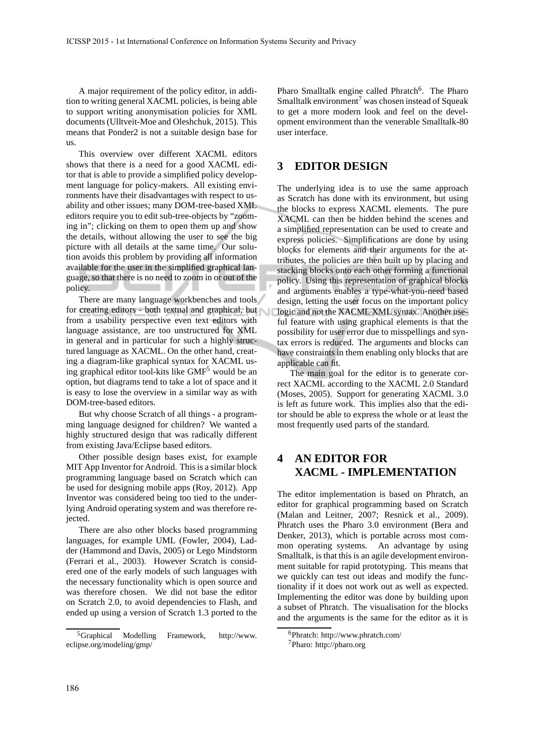A major requirement of the policy editor, in addition to writing general XACML policies, is being able to support writing anonymisation policies for XML documents (Ulltveit-Moe and Oleshchuk, 2015). This means that Ponder2 is not a suitable design base for us.

This overview over different XACML editors shows that there is a need for a good XACML editor that is able to provide a simplified policy development language for policy-makers. All existing environments have their disadvantages with respect to usability and other issues; many DOM-tree-based XML editors require you to edit sub-tree-objects by "zooming in"; clicking on them to open them up and show the details, without allowing the user to see the big picture with all details at the same time. Our solution avoids this problem by providing all information available for the user in the simplified graphical language, so that there is no need to zoom in or out of the policy.

There are many language workbenches and tools for creating editors - both textual and graphical, but from a usability perspective even text editors with language assistance, are too unstructured for XML in general and in particular for such a highly structured language as XACML. On the other hand, creating a diagram-like graphical syntax for XACML using graphical editor tool-kits like GMF[5] would be an option, but diagrams tend to take a lot of space and it is easy to lose the overview in a similar way as with DOM-tree-based editors.

But why choose Scratch of all things - a programming language designed for children? We wanted a highly structured design that was radically different from existing Java/Eclipse based editors.

Other possible design bases exist, for example MIT App Inventor for Android. This is a similar block programming language based on Scratch which can be used for designing mobile apps (Roy, 2012). App Inventor was considered being too tied to the underlying Android operating system and was therefore rejected.

There are also other blocks based programming languages, for example UML (Fowler, 2004), Ladder (Hammond and Davis, 2005) or Lego Mindstorm (Ferrari et al., 2003). However Scratch is considered one of the early models of such languages with the necessary functionality which is open source and was therefore chosen. We did not base the editor on Scratch 2.0, to avoid dependencies to Flash, and ended up using a version of Scratch 1.3 ported to the Pharo Smalltalk engine called Phratch[6]. The Pharo Smalltalk environment[7] was chosen instead of Squeak to get a more modern look and feel on the development environment than the venerable Smalltalk-80 user interface.

[5] Graphical Modelling Framework, http://www.eclipse.org/modeling/gmp/

[6] Phratch: http://www.phratch.com/

[7] Pharo: http://pharo.org

## 3 EDITOR DESIGN

The underlying idea is to use the same approach as Scratch has done with its environment, but using the blocks to express XACML elements. The pure XACML can then be hidden behind the scenes and a simplified representation can be used to create and express policies. Simplifications are done by using blocks for elements and their arguments for the attributes, the policies are then built up by placing and stacking blocks onto each other forming a functional policy. Using this representation of graphical blocks and arguments enables a type-what-you-need based design, letting the user focus on the important policy logic and not the XACML XML syntax. Another useful feature with using graphical elements is that the possibility for user error due to misspellings and syntax errors is reduced. The arguments and blocks can have constraints in them enabling only blocks that are applicable can fit.

The main goal for the editor is to generate correct XACML according to the XACML 2.0 Standard (Moses, 2005). Support for generating XACML 3.0 is left as future work. This implies also that the editor should be able to express the whole or at least the most frequently used parts of the standard.

## 4 AN EDITOR FOR XACML - IMPLEMENTATION

The editor implementation is based on Phratch, an editor for graphical programming based on Scratch (Malan and Leitner, 2007; Resnick et al., 2009). Phratch uses the Pharo 3.0 environment (Bera and Denker, 2013), which is portable across most common operating systems. An advantage by using Smalltalk, is that this is an agile development environment suitable for rapid prototyping. This means that we quickly can test out ideas and modify the functionality if it does not work out as well as expected. Implementing the editor was done by building upon a subset of Phratch. The visualisation for the blocks and the arguments is the same for the editor as it is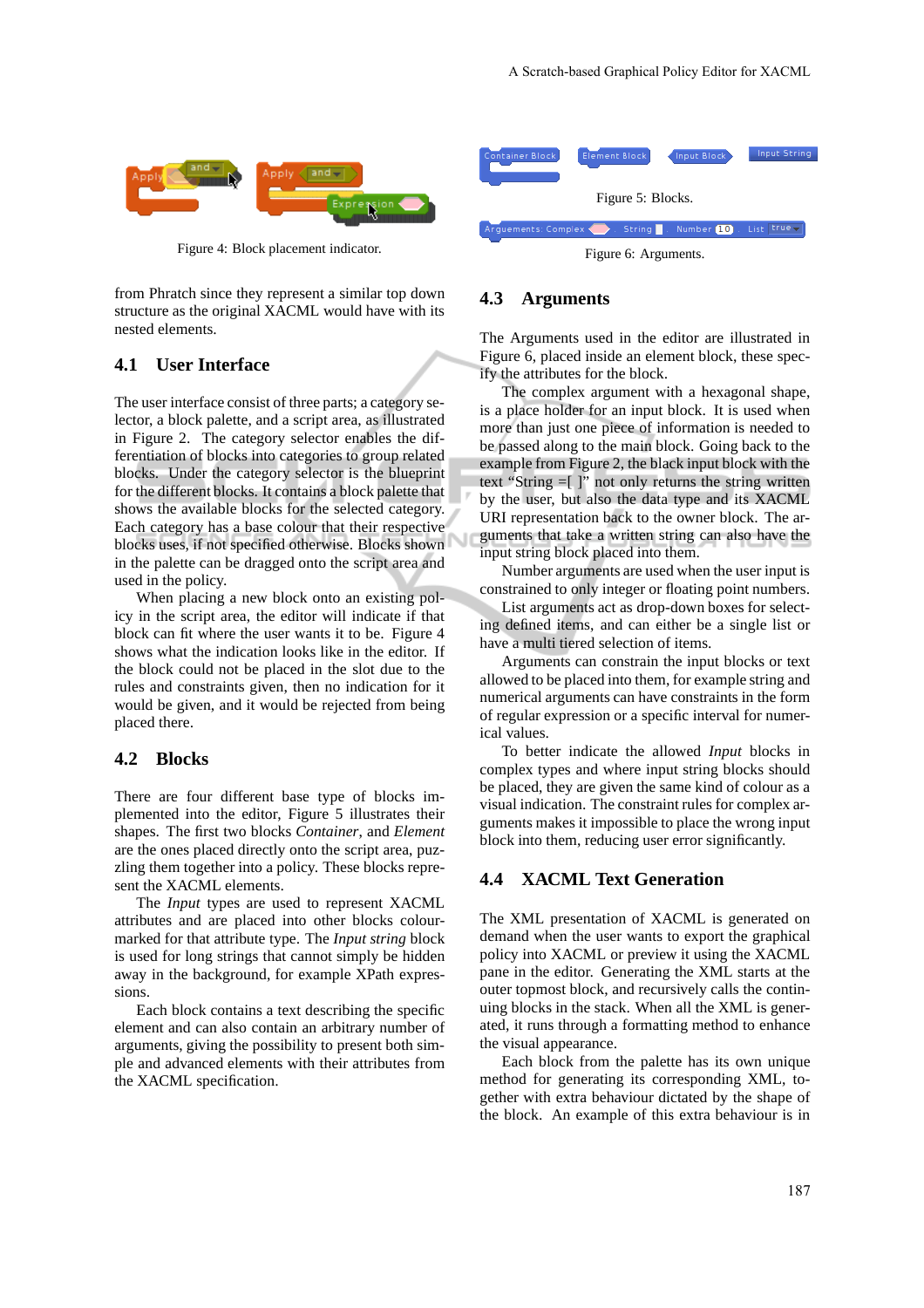Figure 4: Block placement indicator.

from Phratch since they represent a similar top down structure as the original XACML would have with its nested elements.

## 4.1 User Interface

The user interface consist of three parts; a category selector, a block palette, and a script area, as illustrated in Figure 2. The category selector enables the differentiation of blocks into categories to group related blocks. Under the category selector is the blueprint for the different blocks. It contains a block palette that shows the available blocks for the selected category. Each category has a base colour that their respective blocks uses, if not specified otherwise. Blocks shown in the palette can be dragged onto the script area and used in the policy.

When placing a new block onto an existing policy in the script area, the editor will indicate if that block can fit where the user wants it to be. Figure 4 shows what the indication looks like in the editor. If the block could not be placed in the slot due to the rules and constraints given, then no indication for it would be given, and it would be rejected from being placed there.

## 4.2 Blocks

There are four different base type of blocks implemented into the editor, Figure 5 illustrates their shapes. The first two blocks *Container*, and *Element* are the ones placed directly onto the script area, puzzling them together into a policy. These blocks represent the XACML elements.

The *Input* types are used to represent XACML attributes and are placed into other blocks colourmarked for that attribute type. The *Input string* block is used for long strings that cannot simply be hidden away in the background, for example XPath expressions.

Each block contains a text describing the specific element and can also contain an arbitrary number of arguments, giving the possibility to present both simple and advanced elements with their attributes from the XACML specification.

Figure 5: Blocks.

Figure 6: Arguments.

## 4.3 Arguments

The Arguments used in the editor are illustrated in Figure 6, placed inside an element block, these specify the attributes for the block.

The complex argument with a hexagonal shape, is a place holder for an input block. It is used when more than just one piece of information is needed to be passed along to the main block. Going back to the example from Figure 2, the black input block with the text "String =[ ]" not only returns the string written by the user, but also the data type and its XACML URI representation back to the owner block. The arguments that take a written string can also have the input string block placed into them.

Number arguments are used when the user input is constrained to only integer or floating point numbers.

List arguments act as drop-down boxes for selecting defined items, and can either be a single list or have a multi tiered selection of items.

Arguments can constrain the input blocks or text allowed to be placed into them, for example string and numerical arguments can have constraints in the form of regular expression or a specific interval for numerical values.

To better indicate the allowed *Input* blocks in complex types and where input string blocks should be placed, they are given the same kind of colour as a visual indication. The constraint rules for complex arguments makes it impossible to place the wrong input block into them, reducing user error significantly.

## 4.4 XACML Text Generation

The XML presentation of XACML is generated on demand when the user wants to export the graphical policy into XACML or preview it using the XACML pane in the editor. Generating the XML starts at the outer topmost block, and recursively calls the continuing blocks in the stack. When all the XML is generated, it runs through a formatting method to enhance the visual appearance.

Each block from the palette has its own unique method for generating its corresponding XML, together with extra behaviour dictated by the shape of the block. An example of this extra behaviour is in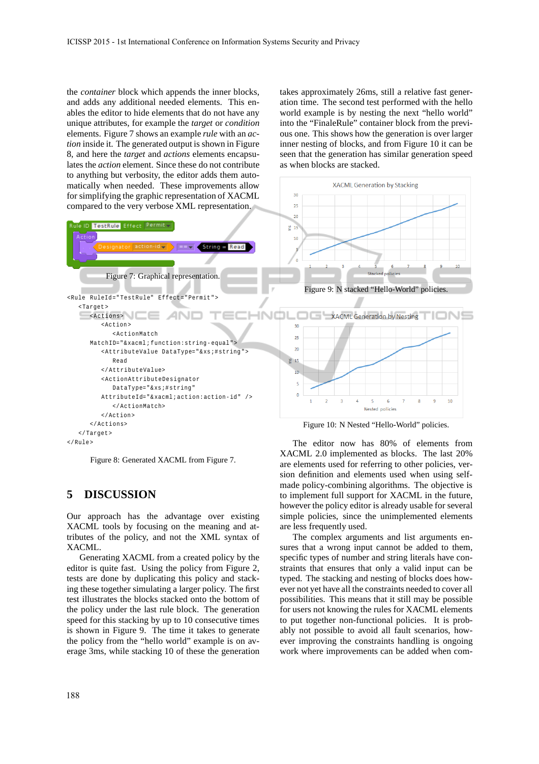the *container* block which appends the inner blocks, and adds any additional needed elements. This enables the editor to hide elements that do not have any unique attributes, for example the *target* or *condition* elements. Figure 7 shows an example *rule* with an *action* inside it. The generated output is shown in Figure 8, and here the *target* and *actions* elements encapsulates the *action* element. Since these do not contribute to anything but verbosity, the editor adds them automatically when needed. These improvements allow for simplifying the graphic representation of XACML compared to the very verbose XML representation.

Figure 7: Graphical representation.

```
<Rule RuleId="TestRule" Effect="Permit">
   <Target>
      <Actions>
         <Action>
            <ActionMatch
      MatchID="&xacml;function:string-equal">
         <AttributeValue DataType="&xs;#string">
            Read
         </AttributeValue>
         <ActionAttributeDesignator
            DataType="&xs;#string"
         AttributeId="&xacml;action:action-id" />
            </ActionMatch>
         </Action>
      </Actions>
   </Target>
</Rule>
```

Figure 8: Generated XACML from Figure 7.

## 5 DISCUSSION

Our approach has the advantage over existing XACML tools by focusing on the meaning and attributes of the policy, and not the XML syntax of XACML.

Generating XACML from a created policy by the editor is quite fast. Using the policy from Figure 2, tests are done by duplicating this policy and stacking these together simulating a larger policy. The first test illustrates the blocks stacked onto the bottom of the policy under the last rule block. The generation speed for this stacking by up to 10 consecutive times is shown in Figure 9. The time it takes to generate the policy from the "hello world" example is on average 3ms, while stacking 10 of these the generation takes approximately 26ms, still a relative fast generation time. The second test performed with the hello world example is by nesting the next "hello world" into the "FinaleRule" container block from the previous one. This shows how the generation is over larger inner nesting of blocks, and from Figure 10 it can be seen that the generation has similar generation speed as when blocks are stacked.

Figure 9: N stacked "Hello-World" policies.

Figure 10: N Nested "Hello-World" policies.

The editor now has 80% of elements from XACML 2.0 implemented as blocks. The last 20% are elements used for referring to other policies, version definition and elements used when using self-made policy-combining algorithms. The objective is to implement full support for XACML in the future, however the policy editor is already usable for several simple policies, since the unimplemented elements are less frequently used.

The complex arguments and list arguments ensures that a wrong input cannot be added to them, specific types of number and string literals have constraints that ensures that only a valid input can be typed. The stacking and nesting of blocks does however not yet have all the constraints needed to cover all possibilities. This means that it still may be possible for users not knowing the rules for XACML elements to put together non-functional policies. It is probably not possible to avoid all fault scenarios, however improving the constraints handling is ongoing work where improvements can be added when com-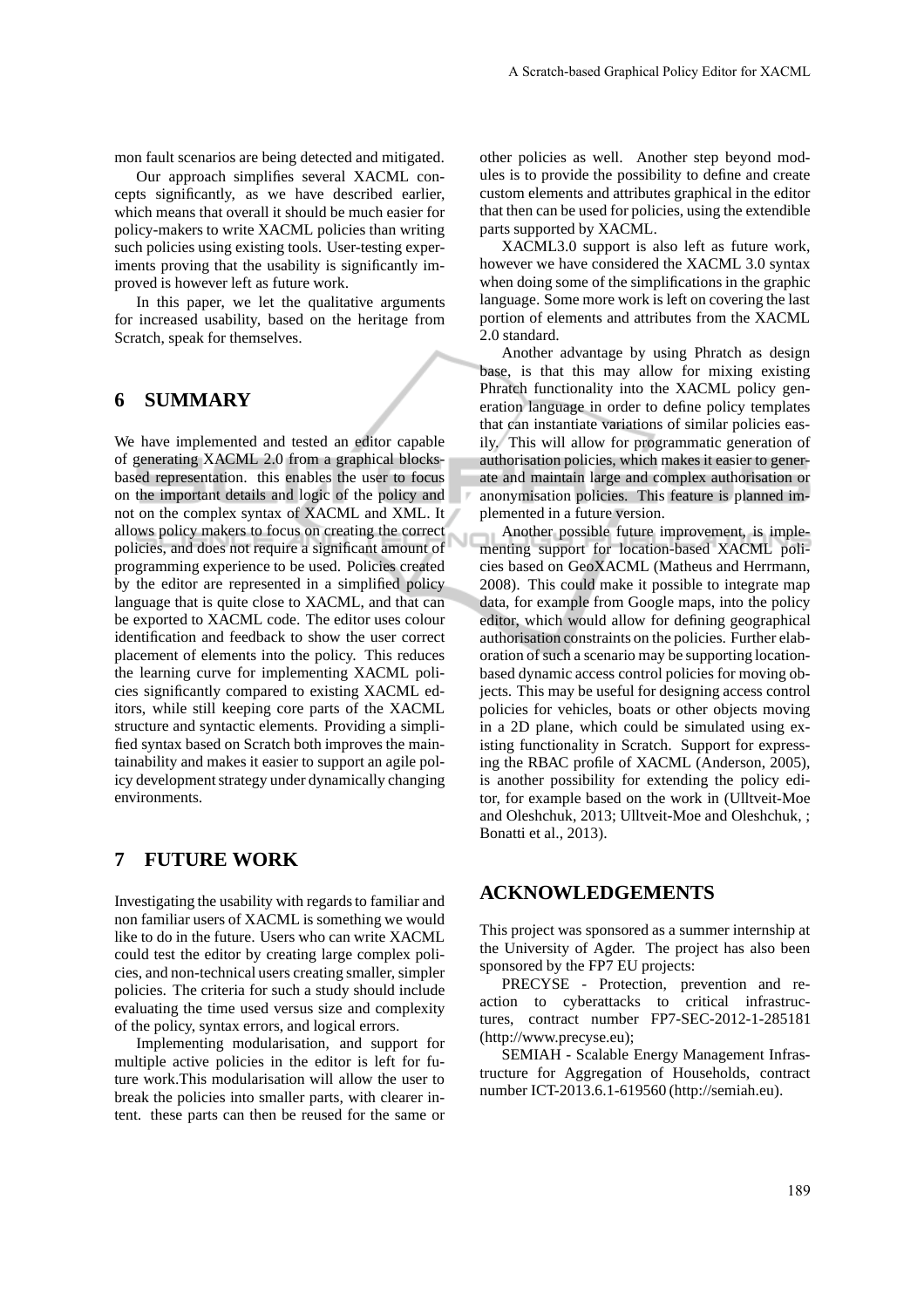mon fault scenarios are being detected and mitigated.

Our approach simplifies several XACML concepts significantly, as we have described earlier, which means that overall it should be much easier for policy-makers to write XACML policies than writing such policies using existing tools. User-testing experiments proving that the usability is significantly improved is however left as future work.

In this paper, we let the qualitative arguments for increased usability, based on the heritage from Scratch, speak for themselves.

## 6 SUMMARY

We have implemented and tested an editor capable of generating XACML 2.0 from a graphical blocks-based representation. this enables the user to focus on the important details and logic of the policy and not on the complex syntax of XACML and XML. It allows policy makers to focus on creating the correct policies, and does not require a significant amount of programming experience to be used. Policies created by the editor are represented in a simplified policy language that is quite close to XACML, and that can be exported to XACML code. The editor uses colour identification and feedback to show the user correct placement of elements into the policy. This reduces the learning curve for implementing XACML policies significantly compared to existing XACML editors, while still keeping core parts of the XACML structure and syntactic elements. Providing a simplified syntax based on Scratch both improves the maintainability and makes it easier to support an agile policy development strategy under dynamically changing environments.

## 7 FUTURE WORK

Investigating the usability with regards to familiar and non familiar users of XACML is something we would like to do in the future. Users who can write XACML could test the editor by creating large complex policies, and non-technical users creating smaller, simpler policies. The criteria for such a study should include evaluating the time used versus size and complexity of the policy, syntax errors, and logical errors.

Implementing modularisation, and support for multiple active policies in the editor is left for future work.This modularisation will allow the user to break the policies into smaller parts, with clearer intent. these parts can then be reused for the same or other policies as well. Another step beyond modules is to provide the possibility to define and create custom elements and attributes graphical in the editor that then can be used for policies, using the extendible parts supported by XACML.

XACML3.0 support is also left as future work, however we have considered the XACML 3.0 syntax when doing some of the simplifications in the graphic language. Some more work is left on covering the last portion of elements and attributes from the XACML 2.0 standard.

Another advantage by using Phratch as design base, is that this may allow for mixing existing Phratch functionality into the XACML policy generation language in order to define policy templates that can instantiate variations of similar policies easily. This will allow for programmatic generation of authorisation policies, which makes it easier to generate and maintain large and complex authorisation or anonymisation policies. This feature is planned implemented in a future version.

Another possible future improvement, is implementing support for location-based XACML policies based on GeoXACML (Matheus and Herrmann, 2008). This could make it possible to integrate map data, for example from Google maps, into the policy editor, which would allow for defining geographical authorisation constraints on the policies. Further elaboration of such a scenario may be supporting location-based dynamic access control policies for moving objects. This may be useful for designing access control policies for vehicles, boats or other objects moving in a 2D plane, which could be simulated using existing functionality in Scratch. Support for expressing the RBAC profile of XACML (Anderson, 2005), is another possibility for extending the policy editor, for example based on the work in (Ulltveit-Moe and Oleshchuk, 2013; Ulltveit-Moe and Oleshchuk, ; Bonatti et al., 2013).

## ACKNOWLEDGEMENTS

This project was sponsored as a summer internship at the University of Agder. The project has also been sponsored by the FP7 EU projects:

PRECYSE - Protection, prevention and reaction to cyberattacks to critical infrastructures, contract number FP7-SEC-2012-1-285181 (http://www.precyse.eu);

SEMIAH - Scalable Energy Management Infrastructure for Aggregation of Households, contract number ICT-2013.6.1-619560 (http://semiah.eu).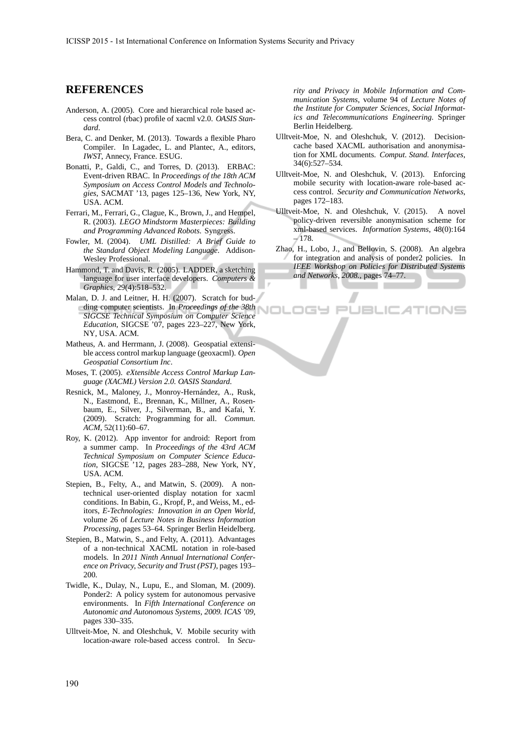## REFERENCES

Anderson, A. (2005). Core and hierarchical role based access control (rbac) profile of xacml v2.0. *OASIS Standard*.

Bera, C. and Denker, M. (2013). Towards a flexible Pharo Compiler. In Lagadec, L. and Plantec, A., editors, *IWST*, Annecy, France. ESUG.

Bonatti, P., Galdi, C., and Torres, D. (2013). ERBAC: Event-driven RBAC. In *Proceedings of the 18th ACM Symposium on Access Control Models and Technologies*, SACMAT '13, pages 125–136, New York, NY, USA. ACM.

Ferrari, M., Ferrari, G., Clague, K., Brown, J., and Hempel, R. (2003). *LEGO Mindstorm Masterpieces: Building and Programming Advanced Robots*. Syngress.

Fowler, M. (2004). *UML Distilled: A Brief Guide to the Standard Object Modeling Language*. Addison-Wesley Professional.

Hammond, T. and Davis, R. (2005). LADDER, a sketching language for user interface developers. *Computers & Graphics*, 29(4):518–532.

Malan, D. J. and Leitner, H. H. (2007). Scratch for budding computer scientists. In *Proceedings of the 38th SIGCSE Technical Symposium on Computer Science Education*, SIGCSE '07, pages 223–227, New York, NY, USA. ACM.

Matheus, A. and Herrmann, J. (2008). Geospatial extensible access control markup language (geoxacml). *Open Geospatial Consortium Inc*.

Moses, T. (2005). *eXtensible Access Control Markup Language (XACML) Version 2.0. OASIS Standard.*

Resnick, M., Maloney, J., Monroy-Hernández, A., Rusk, N., Eastmond, E., Brennan, K., Millner, A., Rosenbaum, E., Silver, J., Silverman, B., and Kafai, Y. (2009). Scratch: Programming for all. *Commun. ACM*, 52(11):60–67.

Roy, K. (2012). App inventor for android: Report from a summer camp. In *Proceedings of the 43rd ACM Technical Symposium on Computer Science Education*, SIGCSE '12, pages 283–288, New York, NY, USA. ACM.

Stepien, B., Felty, A., and Matwin, S. (2009). A non-technical user-oriented display notation for xacml conditions. In Babin, G., Kropf, P., and Weiss, M., editors, *E-Technologies: Innovation in an Open World*, volume 26 of *Lecture Notes in Business Information Processing*, pages 53–64. Springer Berlin Heidelberg.

Stepien, B., Matwin, S., and Felty, A. (2011). Advantages of a non-technical XACML notation in role-based models. In *2011 Ninth Annual International Conference on Privacy, Security and Trust (PST)*, pages 193–200.

Twidle, K., Dulay, N., Lupu, E., and Sloman, M. (2009). Ponder2: A policy system for autonomous pervasive environments. In *Fifth International Conference on Autonomic and Autonomous Systems, 2009. ICAS '09*, pages 330–335.

Ulltveit-Moe, N. and Oleshchuk, V. Mobile security with location-aware role-based access control. In *Security and Privacy in Mobile Information and Communication Systems*, volume 94 of *Lecture Notes of the Institute for Computer Sciences, Social Informatics and Telecommunications Engineering*. Springer Berlin Heidelberg.

Ulltveit-Moe, N. and Oleshchuk, V. (2012). Decision-cache based XACML authorisation and anonymisation for XML documents. *Comput. Stand. Interfaces*, 34(6):527–534.

Ulltveit-Moe, N. and Oleshchuk, V. (2013). Enforcing mobile security with location-aware role-based access control. *Security and Communication Networks*, pages 172–183.

Ulltveit-Moe, N. and Oleshchuk, V. (2015). A novel policy-driven reversible anonymisation scheme for xml-based services. *Information Systems*, 48(0):164 – 178.

Zhao, H., Lobo, J., and Bellovin, S. (2008). An algebra for integration and analysis of ponder2 policies. In *IEEE Workshop on Policies for Distributed Systems and Networks, 2008.*, pages 74–77.